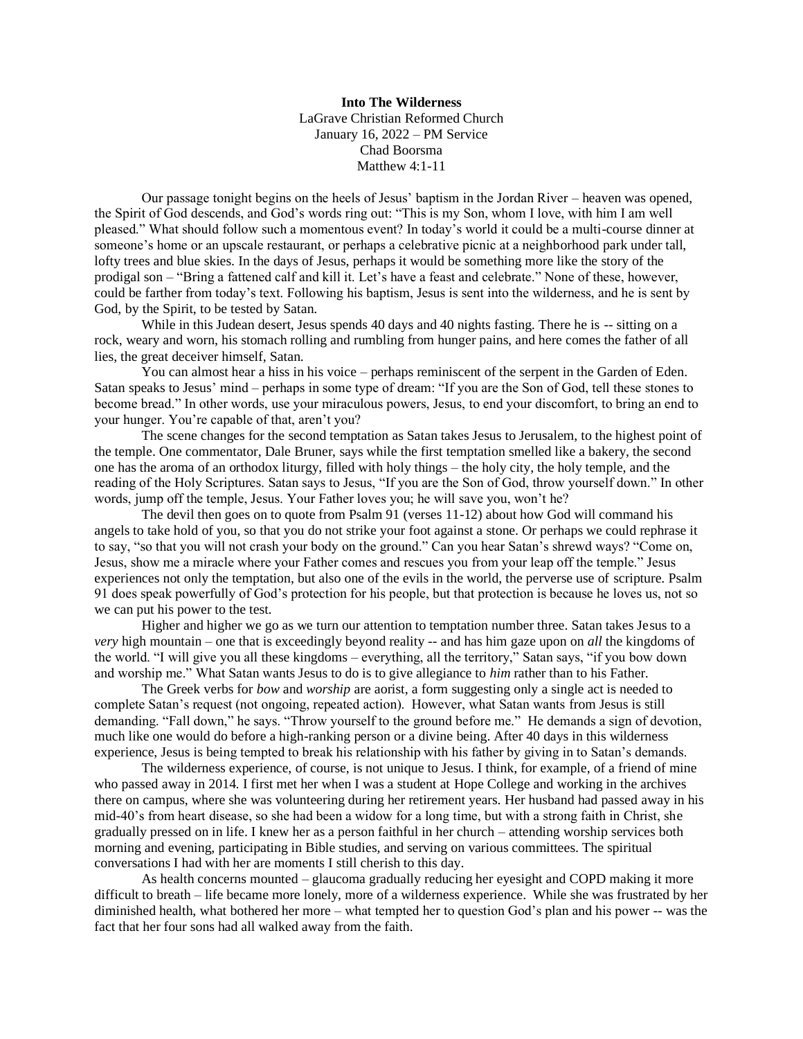**Into The Wilderness**

LaGrave Christian Reformed Church
January 16, 2022 – PM Service
Chad Boorsma
Matthew 4:1-11

Our passage tonight begins on the heels of Jesus' baptism in the Jordan River – heaven was opened, the Spirit of God descends, and God's words ring out: "This is my Son, whom I love, with him I am well pleased." What should follow such a momentous event? In today's world it could be a multi-course dinner at someone's home or an upscale restaurant, or perhaps a celebrative picnic at a neighborhood park under tall, lofty trees and blue skies. In the days of Jesus, perhaps it would be something more like the story of the prodigal son – "Bring a fattened calf and kill it. Let's have a feast and celebrate." None of these, however, could be farther from today's text. Following his baptism, Jesus is sent into the wilderness, and he is sent by God, by the Spirit, to be tested by Satan.

While in this Judean desert, Jesus spends 40 days and 40 nights fasting. There he is -- sitting on a rock, weary and worn, his stomach rolling and rumbling from hunger pains, and here comes the father of all lies, the great deceiver himself, Satan.

You can almost hear a hiss in his voice – perhaps reminiscent of the serpent in the Garden of Eden. Satan speaks to Jesus' mind – perhaps in some type of dream: "If you are the Son of God, tell these stones to become bread." In other words, use your miraculous powers, Jesus, to end your discomfort, to bring an end to your hunger. You're capable of that, aren't you?

The scene changes for the second temptation as Satan takes Jesus to Jerusalem, to the highest point of the temple. One commentator, Dale Bruner, says while the first temptation smelled like a bakery, the second one has the aroma of an orthodox liturgy, filled with holy things – the holy city, the holy temple, and the reading of the Holy Scriptures. Satan says to Jesus, "If you are the Son of God, throw yourself down." In other words, jump off the temple, Jesus. Your Father loves you; he will save you, won't he?

The devil then goes on to quote from Psalm 91 (verses 11-12) about how God will command his angels to take hold of you, so that you do not strike your foot against a stone. Or perhaps we could rephrase it to say, "so that you will not crash your body on the ground." Can you hear Satan's shrewd ways? "Come on, Jesus, show me a miracle where your Father comes and rescues you from your leap off the temple." Jesus experiences not only the temptation, but also one of the evils in the world, the perverse use of scripture. Psalm 91 does speak powerfully of God's protection for his people, but that protection is because he loves us, not so we can put his power to the test.

Higher and higher we go as we turn our attention to temptation number three. Satan takes Jesus to a *very* high mountain – one that is exceedingly beyond reality -- and has him gaze upon on *all* the kingdoms of the world. "I will give you all these kingdoms – everything, all the territory," Satan says, "if you bow down and worship me." What Satan wants Jesus to do is to give allegiance to *him* rather than to his Father.

The Greek verbs for *bow* and *worship* are aorist, a form suggesting only a single act is needed to complete Satan's request (not ongoing, repeated action). However, what Satan wants from Jesus is still demanding. "Fall down," he says. "Throw yourself to the ground before me." He demands a sign of devotion, much like one would do before a high-ranking person or a divine being. After 40 days in this wilderness experience, Jesus is being tempted to break his relationship with his father by giving in to Satan's demands.

The wilderness experience, of course, is not unique to Jesus. I think, for example, of a friend of mine who passed away in 2014. I first met her when I was a student at Hope College and working in the archives there on campus, where she was volunteering during her retirement years. Her husband had passed away in his mid-40's from heart disease, so she had been a widow for a long time, but with a strong faith in Christ, she gradually pressed on in life. I knew her as a person faithful in her church – attending worship services both morning and evening, participating in Bible studies, and serving on various committees. The spiritual conversations I had with her are moments I still cherish to this day.

As health concerns mounted – glaucoma gradually reducing her eyesight and COPD making it more difficult to breath – life became more lonely, more of a wilderness experience. While she was frustrated by her diminished health, what bothered her more – what tempted her to question God's plan and his power -- was the fact that her four sons had all walked away from the faith.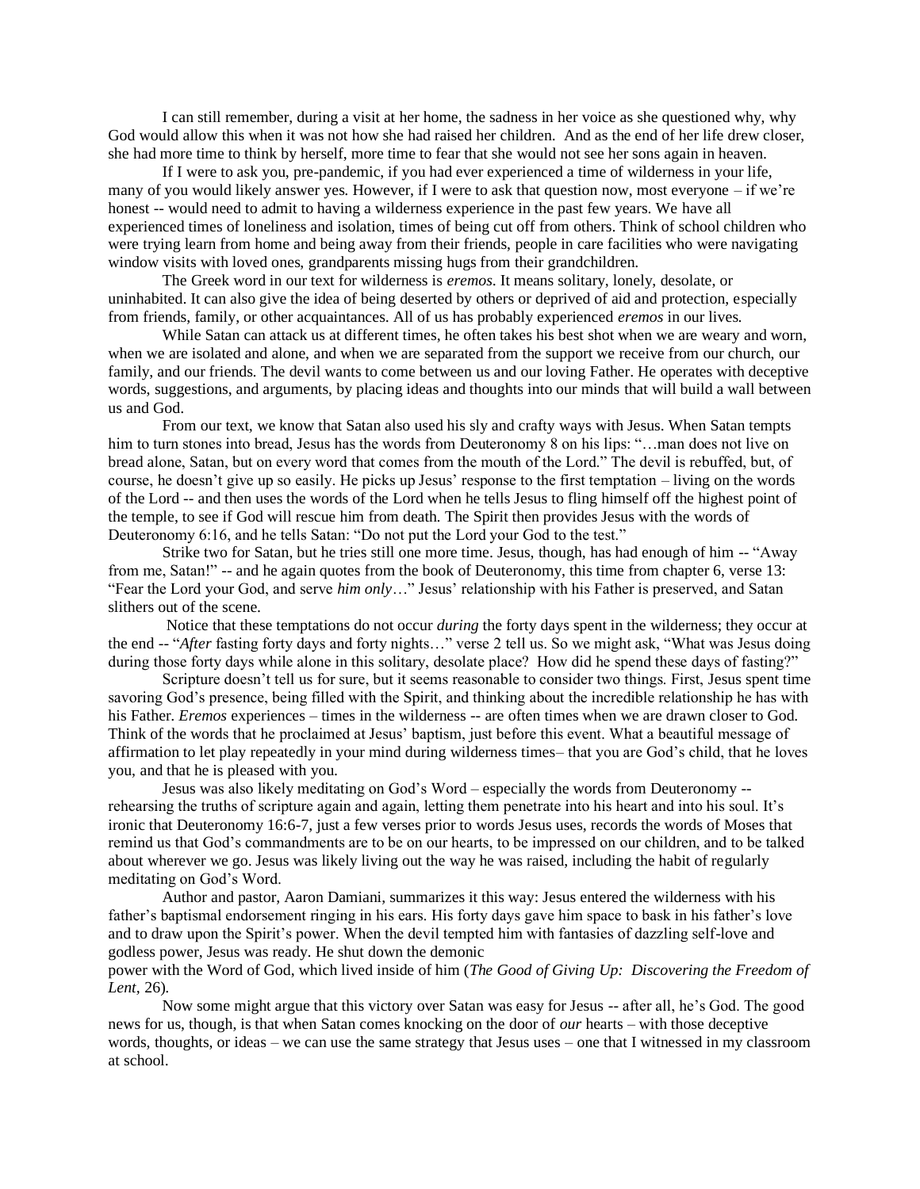I can still remember, during a visit at her home, the sadness in her voice as she questioned why, why God would allow this when it was not how she had raised her children. And as the end of her life drew closer, she had more time to think by herself, more time to fear that she would not see her sons again in heaven.

If I were to ask you, pre-pandemic, if you had ever experienced a time of wilderness in your life, many of you would likely answer yes. However, if I were to ask that question now, most everyone – if we're honest -- would need to admit to having a wilderness experience in the past few years. We have all experienced times of loneliness and isolation, times of being cut off from others. Think of school children who were trying learn from home and being away from their friends, people in care facilities who were navigating window visits with loved ones, grandparents missing hugs from their grandchildren.

The Greek word in our text for wilderness is *eremos*. It means solitary, lonely, desolate, or uninhabited. It can also give the idea of being deserted by others or deprived of aid and protection, especially from friends, family, or other acquaintances. All of us has probably experienced *eremos* in our lives.

While Satan can attack us at different times, he often takes his best shot when we are weary and worn, when we are isolated and alone, and when we are separated from the support we receive from our church, our family, and our friends. The devil wants to come between us and our loving Father. He operates with deceptive words, suggestions, and arguments, by placing ideas and thoughts into our minds that will build a wall between us and God.

From our text, we know that Satan also used his sly and crafty ways with Jesus. When Satan tempts him to turn stones into bread, Jesus has the words from Deuteronomy 8 on his lips: "…man does not live on bread alone, Satan, but on every word that comes from the mouth of the Lord." The devil is rebuffed, but, of course, he doesn't give up so easily. He picks up Jesus' response to the first temptation – living on the words of the Lord -- and then uses the words of the Lord when he tells Jesus to fling himself off the highest point of the temple, to see if God will rescue him from death. The Spirit then provides Jesus with the words of Deuteronomy 6:16, and he tells Satan: "Do not put the Lord your God to the test."

Strike two for Satan, but he tries still one more time. Jesus, though, has had enough of him -- "Away from me, Satan!" -- and he again quotes from the book of Deuteronomy, this time from chapter 6, verse 13: "Fear the Lord your God, and serve *him only*…" Jesus' relationship with his Father is preserved, and Satan slithers out of the scene.

Notice that these temptations do not occur *during* the forty days spent in the wilderness; they occur at the end -- "*After* fasting forty days and forty nights…" verse 2 tell us. So we might ask, "What was Jesus doing during those forty days while alone in this solitary, desolate place? How did he spend these days of fasting?"

Scripture doesn't tell us for sure, but it seems reasonable to consider two things. First, Jesus spent time savoring God's presence, being filled with the Spirit, and thinking about the incredible relationship he has with his Father. *Eremos* experiences – times in the wilderness -- are often times when we are drawn closer to God. Think of the words that he proclaimed at Jesus' baptism, just before this event. What a beautiful message of affirmation to let play repeatedly in your mind during wilderness times– that you are God's child, that he loves you, and that he is pleased with you.

Jesus was also likely meditating on God's Word – especially the words from Deuteronomy -- rehearsing the truths of scripture again and again, letting them penetrate into his heart and into his soul. It's ironic that Deuteronomy 16:6-7, just a few verses prior to words Jesus uses, records the words of Moses that remind us that God's commandments are to be on our hearts, to be impressed on our children, and to be talked about wherever we go. Jesus was likely living out the way he was raised, including the habit of regularly meditating on God's Word.

Author and pastor, Aaron Damiani, summarizes it this way: Jesus entered the wilderness with his father's baptismal endorsement ringing in his ears. His forty days gave him space to bask in his father's love and to draw upon the Spirit's power. When the devil tempted him with fantasies of dazzling self-love and godless power, Jesus was ready. He shut down the demonic power with the Word of God, which lived inside of him (*The Good of Giving Up: Discovering the Freedom of Lent*, 26).

Now some might argue that this victory over Satan was easy for Jesus -- after all, he's God. The good news for us, though, is that when Satan comes knocking on the door of *our* hearts – with those deceptive words, thoughts, or ideas – we can use the same strategy that Jesus uses – one that I witnessed in my classroom at school.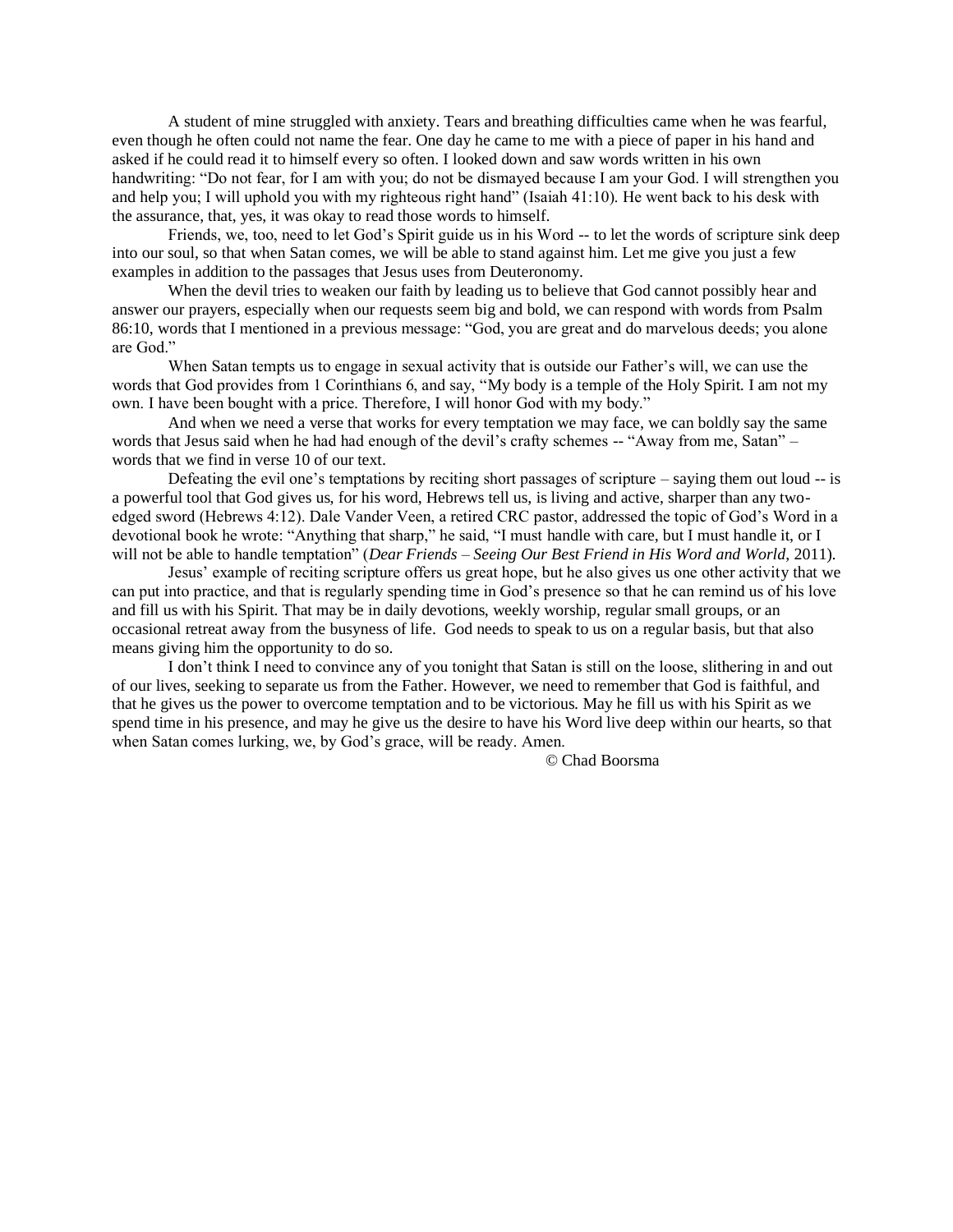A student of mine struggled with anxiety. Tears and breathing difficulties came when he was fearful, even though he often could not name the fear. One day he came to me with a piece of paper in his hand and asked if he could read it to himself every so often. I looked down and saw words written in his own handwriting: "Do not fear, for I am with you; do not be dismayed because I am your God. I will strengthen you and help you; I will uphold you with my righteous right hand" (Isaiah 41:10). He went back to his desk with the assurance, that, yes, it was okay to read those words to himself.

Friends, we, too, need to let God's Spirit guide us in his Word -- to let the words of scripture sink deep into our soul, so that when Satan comes, we will be able to stand against him. Let me give you just a few examples in addition to the passages that Jesus uses from Deuteronomy.

When the devil tries to weaken our faith by leading us to believe that God cannot possibly hear and answer our prayers, especially when our requests seem big and bold, we can respond with words from Psalm 86:10, words that I mentioned in a previous message: "God, you are great and do marvelous deeds; you alone are God."

When Satan tempts us to engage in sexual activity that is outside our Father's will, we can use the words that God provides from 1 Corinthians 6, and say, "My body is a temple of the Holy Spirit. I am not my own. I have been bought with a price. Therefore, I will honor God with my body."

And when we need a verse that works for every temptation we may face, we can boldly say the same words that Jesus said when he had had enough of the devil's crafty schemes -- "Away from me, Satan" – words that we find in verse 10 of our text.

Defeating the evil one's temptations by reciting short passages of scripture – saying them out loud -- is a powerful tool that God gives us, for his word, Hebrews tell us, is living and active, sharper than any two-edged sword (Hebrews 4:12). Dale Vander Veen, a retired CRC pastor, addressed the topic of God's Word in a devotional book he wrote: "Anything that sharp," he said, "I must handle with care, but I must handle it, or I will not be able to handle temptation" (*Dear Friends – Seeing Our Best Friend in His Word and World*, 2011).

Jesus' example of reciting scripture offers us great hope, but he also gives us one other activity that we can put into practice, and that is regularly spending time in God's presence so that he can remind us of his love and fill us with his Spirit. That may be in daily devotions, weekly worship, regular small groups, or an occasional retreat away from the busyness of life. God needs to speak to us on a regular basis, but that also means giving him the opportunity to do so.

I don't think I need to convince any of you tonight that Satan is still on the loose, slithering in and out of our lives, seeking to separate us from the Father. However, we need to remember that God is faithful, and that he gives us the power to overcome temptation and to be victorious. May he fill us with his Spirit as we spend time in his presence, and may he give us the desire to have his Word live deep within our hearts, so that when Satan comes lurking, we, by God's grace, will be ready. Amen.

© Chad Boorsma